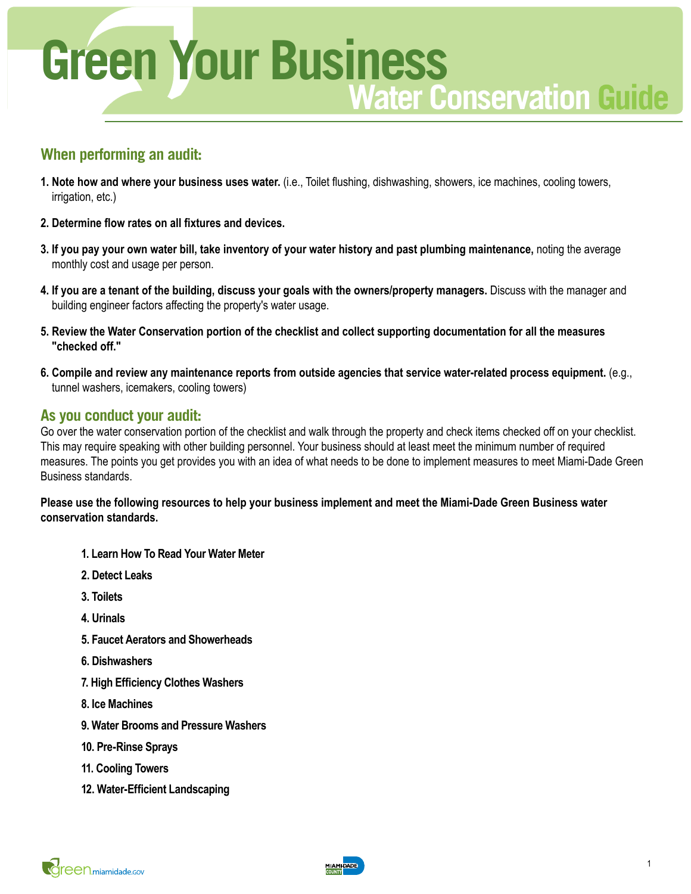# Green Your Business

## Water Conservation Guide

### When performing an audit:

1. **Note how and where your business uses water.** (i.e., Toilet flushing, dishwashing, showers, ice machines, cooling towers, irrigation, etc.)

2. **Determine flow rates on all fixtures and devices.**

3. **If you pay your own water bill, take inventory of your water history and past plumbing maintenance,** noting the average monthly cost and usage per person.

4. **If you are a tenant of the building, discuss your goals with the owners/property managers.** Discuss with the manager and building engineer factors affecting the property's water usage.

5. **Review the Water Conservation portion of the checklist and collect supporting documentation for all the measures "checked off."**

6. **Compile and review any maintenance reports from outside agencies that service water-related process equipment.** (e.g., tunnel washers, icemakers, cooling towers)

### As you conduct your audit:

Go over the water conservation portion of the checklist and walk through the property and check items checked off on your checklist. This may require speaking with other building personnel. Your business should at least meet the minimum number of required measures. The points you get provides you with an idea of what needs to be done to implement measures to meet Miami-Dade Green Business standards.

**Please use the following resources to help your business implement and meet the Miami-Dade Green Business water conservation standards.**

1. **Learn How To Read Your Water Meter**
2. **Detect Leaks**
3. **Toilets**
4. **Urinals**
5. **Faucet Aerators and Showerheads**
6. **Dishwashers**
7. **High Efficiency Clothes Washers**
8. **Ice Machines**
9. **Water Brooms and Pressure Washers**
10. **Pre-Rinse Sprays**
11. **Cooling Towers**
12. **Water-Efficient Landscaping**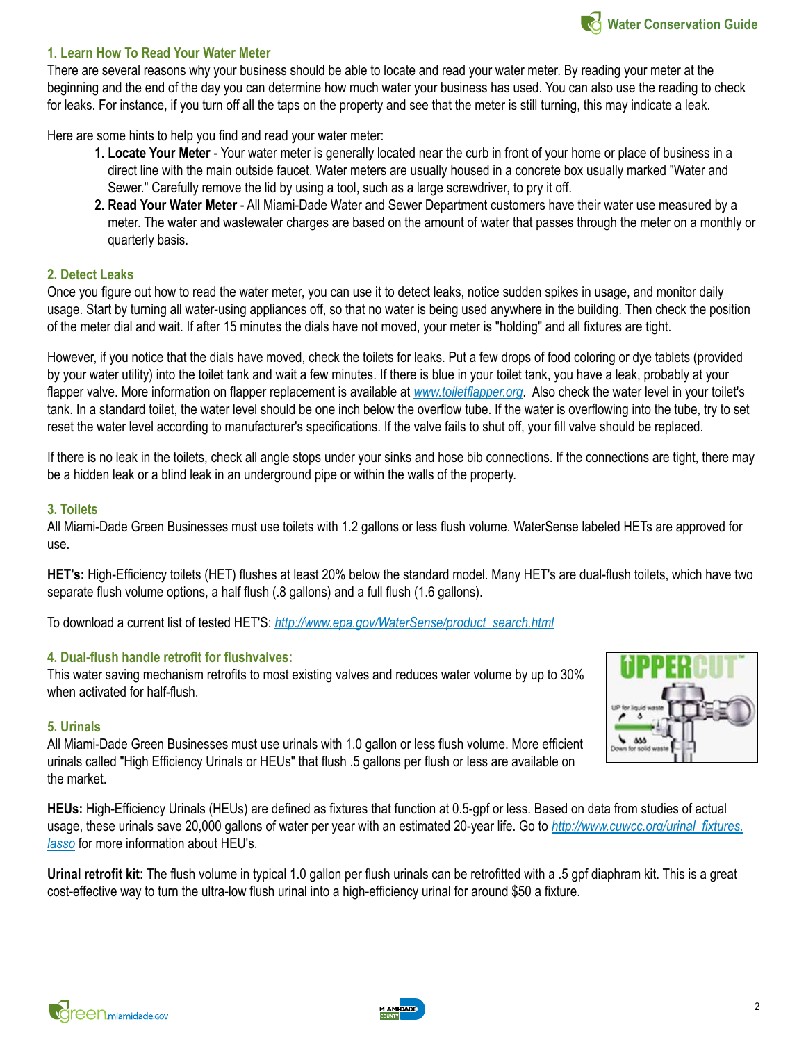## 1. Learn How To Read Your Water Meter

There are several reasons why your business should be able to locate and read your water meter. By reading your meter at the beginning and the end of the day you can determine how much water your business has used. You can also use the reading to check for leaks. For instance, if you turn off all the taps on the property and see that the meter is still turning, this may indicate a leak.

Here are some hints to help you find and read your water meter:

1. **Locate Your Meter** - Your water meter is generally located near the curb in front of your home or place of business in a direct line with the main outside faucet. Water meters are usually housed in a concrete box usually marked "Water and Sewer." Carefully remove the lid by using a tool, such as a large screwdriver, to pry it off.
2. **Read Your Water Meter** - All Miami-Dade Water and Sewer Department customers have their water use measured by a meter. The water and wastewater charges are based on the amount of water that passes through the meter on a monthly or quarterly basis.

## 2. Detect Leaks

Once you figure out how to read the water meter, you can use it to detect leaks, notice sudden spikes in usage, and monitor daily usage. Start by turning all water-using appliances off, so that no water is being used anywhere in the building. Then check the position of the meter dial and wait. If after 15 minutes the dials have not moved, your meter is "holding" and all fixtures are tight.

However, if you notice that the dials have moved, check the toilets for leaks. Put a few drops of food coloring or dye tablets (provided by your water utility) into the toilet tank and wait a few minutes. If there is blue in your toilet tank, you have a leak, probably at your flapper valve. More information on flapper replacement is available at *www.toiletflapper.org*. Also check the water level in your toilet's tank. In a standard toilet, the water level should be one inch below the overflow tube. If the water is overflowing into the tube, try to set reset the water level according to manufacturer's specifications. If the valve fails to shut off, your fill valve should be replaced.

If there is no leak in the toilets, check all angle stops under your sinks and hose bib connections. If the connections are tight, there may be a hidden leak or a blind leak in an underground pipe or within the walls of the property.

## 3. Toilets

All Miami-Dade Green Businesses must use toilets with 1.2 gallons or less flush volume. WaterSense labeled HETs are approved for use.

**HET's:** High-Efficiency toilets (HET) flushes at least 20% below the standard model. Many HET's are dual-flush toilets, which have two separate flush volume options, a half flush (.8 gallons) and a full flush (1.6 gallons).

To download a current list of tested HET'S: *http://www.epa.gov/WaterSense/product_search.html*

## 4. Dual-flush handle retrofit for flushvalves:

This water saving mechanism retrofits to most existing valves and reduces water volume by up to 30% when activated for half-flush.

## 5. Urinals

All Miami-Dade Green Businesses must use urinals with 1.0 gallon or less flush volume. More efficient urinals called "High Efficiency Urinals or HEUs" that flush .5 gallons per flush or less are available on the market.

**HEUs:** High-Efficiency Urinals (HEUs) are defined as fixtures that function at 0.5-gpf or less. Based on data from studies of actual usage, these urinals save 20,000 gallons of water per year with an estimated 20-year life. Go to *http://www.cuwcc.org/urinal_fixtures.lasso* for more information about HEU's.

**Urinal retrofit kit:** The flush volume in typical 1.0 gallon per flush urinals can be retrofitted with a .5 gpf diaphram kit. This is a great cost-effective way to turn the ultra-low flush urinal into a high-efficiency urinal for around $50 a fixture.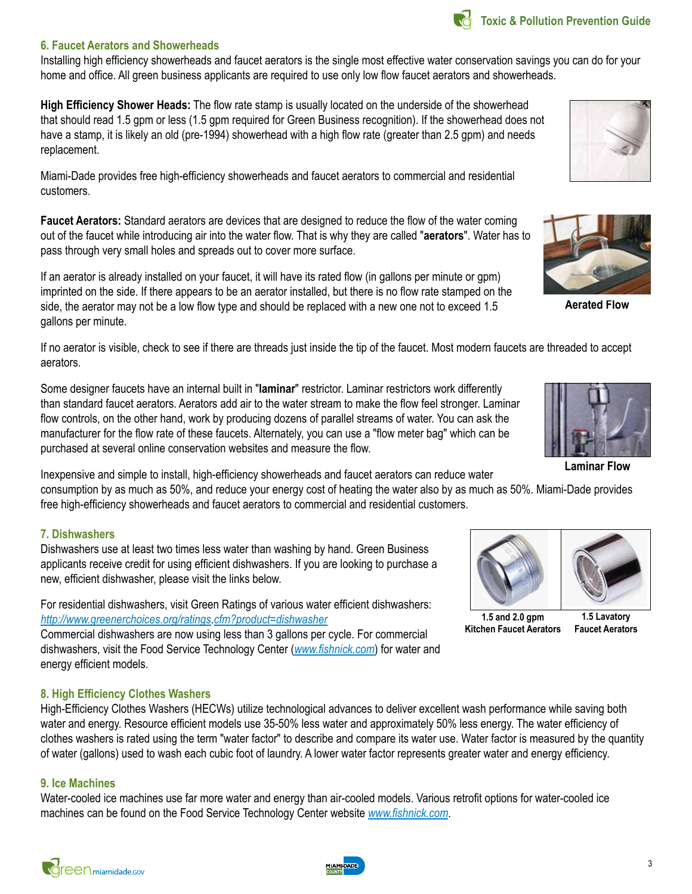## 6. Faucet Aerators and Showerheads

Installing high efficiency showerheads and faucet aerators is the single most effective water conservation savings you can do for your home and office. All green business applicants are required to use only low flow faucet aerators and showerheads.

**High Efficiency Shower Heads:** The flow rate stamp is usually located on the underside of the showerhead that should read 1.5 gpm or less (1.5 gpm required for Green Business recognition). If the showerhead does not have a stamp, it is likely an old (pre-1994) showerhead with a high flow rate (greater than 2.5 gpm) and needs replacement.

Miami-Dade provides free high-efficiency showerheads and faucet aerators to commercial and residential customers.

**Faucet Aerators:** Standard aerators are devices that are designed to reduce the flow of the water coming out of the faucet while introducing air into the water flow. That is why they are called "**aerators**". Water has to pass through very small holes and spreads out to cover more surface.

Aerated Flow

If an aerator is already installed on your faucet, it will have its rated flow (in gallons per minute or gpm) imprinted on the side. If there appears to be an aerator installed, but there is no flow rate stamped on the side, the aerator may not be a low flow type and should be replaced with a new one not to exceed 1.5 gallons per minute.

If no aerator is visible, check to see if there are threads just inside the tip of the faucet. Most modern faucets are threaded to accept aerators.

Some designer faucets have an internal built in "**laminar**" restrictor. Laminar restrictors work differently than standard faucet aerators. Aerators add air to the water stream to make the flow feel stronger. Laminar flow controls, on the other hand, work by producing dozens of parallel streams of water. You can ask the manufacturer for the flow rate of these faucets. Alternately, you can use a "flow meter bag" which can be purchased at several online conservation websites and measure the flow.

Laminar Flow

Inexpensive and simple to install, high-efficiency showerheads and faucet aerators can reduce water consumption by as much as 50%, and reduce your energy cost of heating the water also by as much as 50%. Miami-Dade provides free high-efficiency showerheads and faucet aerators to commercial and residential customers.

## 7. Dishwashers

Dishwashers use at least two times less water than washing by hand. Green Business applicants receive credit for using efficient dishwashers. If you are looking to purchase a new, efficient dishwasher, please visit the links below.

For residential dishwashers, visit Green Ratings of various water efficient dishwashers: http://www.greenerchoices.org/ratings.cfm?product=dishwasher

Commercial dishwashers are now using less than 3 gallons per cycle. For commercial dishwashers, visit the Food Service Technology Center (www.fishnick.com) for water and energy efficient models.

1.5 and 2.0 gpm Kitchen Faucet Aerators

1.5 Lavatory Faucet Aerators

## 8. High Efficiency Clothes Washers

High-Efficiency Clothes Washers (HECWs) utilize technological advances to deliver excellent wash performance while saving both water and energy. Resource efficient models use 35-50% less water and approximately 50% less energy. The water efficiency of clothes washers is rated using the term "water factor" to describe and compare its water use. Water factor is measured by the quantity of water (gallons) used to wash each cubic foot of laundry. A lower water factor represents greater water and energy efficiency.

## 9. Ice Machines

Water-cooled ice machines use far more water and energy than air-cooled models. Various retrofit options for water-cooled ice machines can be found on the Food Service Technology Center website www.fishnick.com.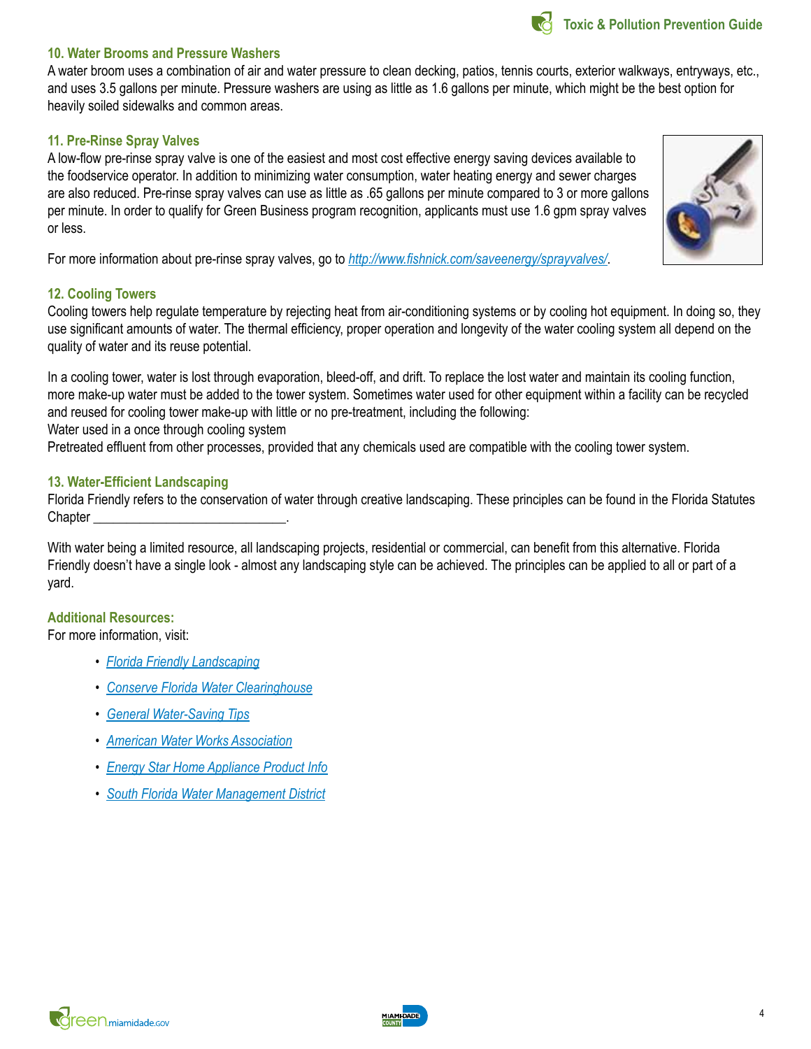### 10. Water Brooms and Pressure Washers

A water broom uses a combination of air and water pressure to clean decking, patios, tennis courts, exterior walkways, entryways, etc., and uses 3.5 gallons per minute. Pressure washers are using as little as 1.6 gallons per minute, which might be the best option for heavily soiled sidewalks and common areas.

### 11. Pre-Rinse Spray Valves

A low-flow pre-rinse spray valve is one of the easiest and most cost effective energy saving devices available to the foodservice operator. In addition to minimizing water consumption, water heating energy and sewer charges are also reduced. Pre-rinse spray valves can use as little as .65 gallons per minute compared to 3 or more gallons per minute. In order to qualify for Green Business program recognition, applicants must use 1.6 gpm spray valves or less.

For more information about pre-rinse spray valves, go to http://www.fishnick.com/saveenergy/sprayvalves/.

### 12. Cooling Towers

Cooling towers help regulate temperature by rejecting heat from air-conditioning systems or by cooling hot equipment. In doing so, they use significant amounts of water. The thermal efficiency, proper operation and longevity of the water cooling system all depend on the quality of water and its reuse potential.

In a cooling tower, water is lost through evaporation, bleed-off, and drift. To replace the lost water and maintain its cooling function, more make-up water must be added to the tower system. Sometimes water used for other equipment within a facility can be recycled and reused for cooling tower make-up with little or no pre-treatment, including the following:
Water used in a once through cooling system
Pretreated effluent from other processes, provided that any chemicals used are compatible with the cooling tower system.

### 13. Water-Efficient Landscaping

Florida Friendly refers to the conservation of water through creative landscaping. These principles can be found in the Florida Statutes Chapter ____________________________.

With water being a limited resource, all landscaping projects, residential or commercial, can benefit from this alternative. Florida Friendly doesn't have a single look - almost any landscaping style can be achieved. The principles can be applied to all or part of a yard.

### Additional Resources:

For more information, visit:

- Florida Friendly Landscaping
- Conserve Florida Water Clearinghouse
- General Water-Saving Tips
- American Water Works Association
- Energy Star Home Appliance Product Info
- South Florida Water Management District